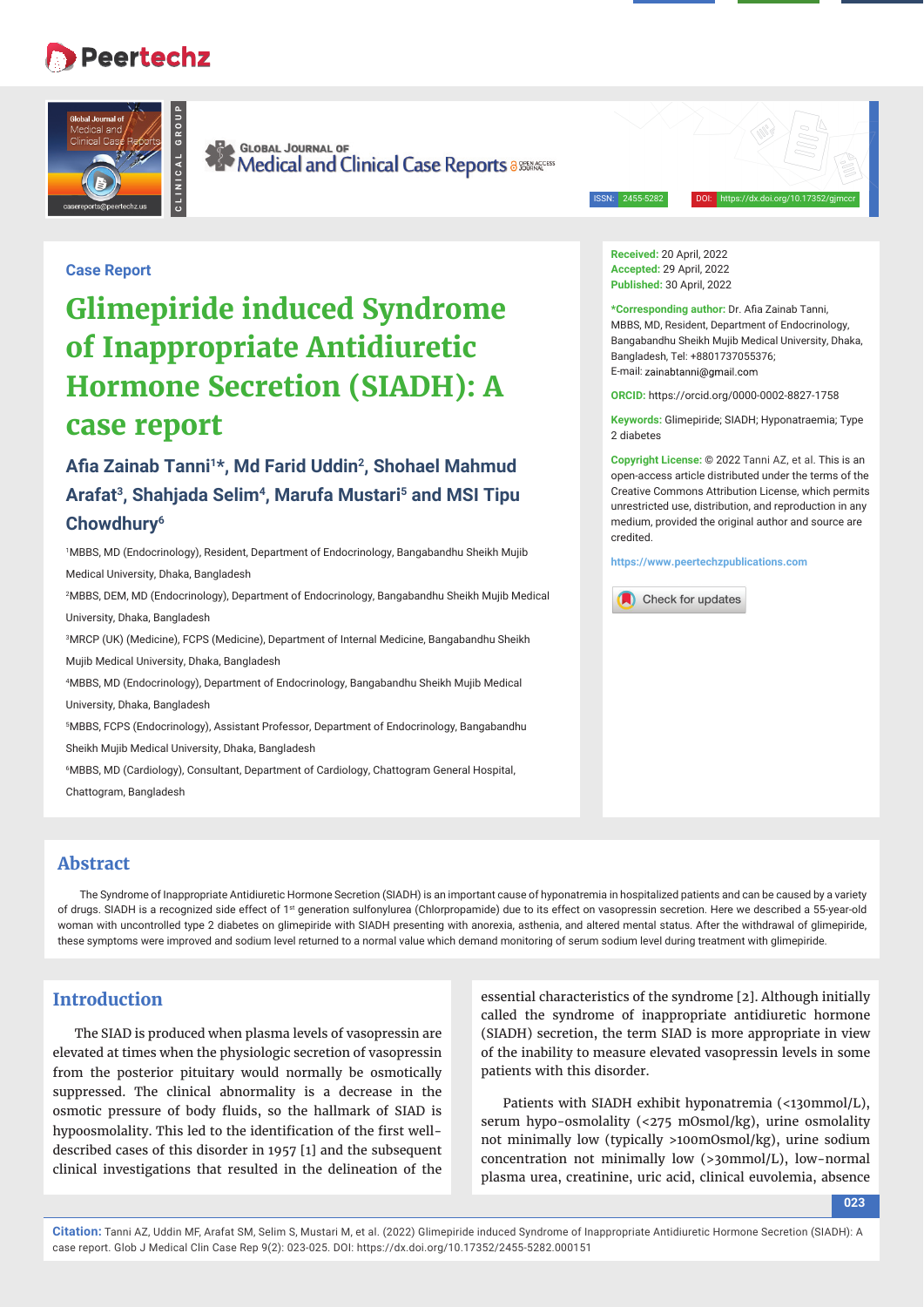Case Report

# Glimepiride induced Syndrome of Inappropriate Antidiuretic Hormone Secretion (SIADH): A case report

**Afia Zainab Tanni[1]*, Md Farid Uddin[2], Shohael Mahmud Arafat[3], Shahjada Selim[4], Marufa Mustari[5] and MSI Tipu Chowdhury[6]**

[1]MBBS, MD (Endocrinology), Resident, Department of Endocrinology, Bangabandhu Sheikh Mujib Medical University, Dhaka, Bangladesh

[2]MBBS, DEM, MD (Endocrinology), Department of Endocrinology, Bangabandhu Sheikh Mujib Medical University, Dhaka, Bangladesh

[3]MRCP (UK) (Medicine), FCPS (Medicine), Department of Internal Medicine, Bangabandhu Sheikh Mujib Medical University, Dhaka, Bangladesh

[4]MBBS, MD (Endocrinology), Department of Endocrinology, Bangabandhu Sheikh Mujib Medical University, Dhaka, Bangladesh

[5]MBBS, FCPS (Endocrinology), Assistant Professor, Department of Endocrinology, Bangabandhu Sheikh Mujib Medical University, Dhaka, Bangladesh

[6]MBBS, MD (Cardiology), Consultant, Department of Cardiology, Chattogram General Hospital, Chattogram, Bangladesh

**Received:** 20 April, 2022
**Accepted:** 29 April, 2022
**Published:** 30 April, 2022

**\*Corresponding author:** Dr. Afia Zainab Tanni, MBBS, MD, Resident, Department of Endocrinology, Bangabandhu Sheikh Mujib Medical University, Dhaka, Bangladesh, Tel: +8801737055376;
E-mail: zainabtanni@gmail.com

**ORCID:** https://orcid.org/0000-0002-8827-1758

**Keywords:** Glimepiride; SIADH; Hyponatraemia; Type 2 diabetes

**Copyright License:** © 2022 Tanni AZ, et al. This is an open-access article distributed under the terms of the Creative Commons Attribution License, which permits unrestricted use, distribution, and reproduction in any medium, provided the original author and source are credited.

https://www.peertechzpublications.com

## Abstract

The Syndrome of Inappropriate Antidiuretic Hormone Secretion (SIADH) is an important cause of hyponatremia in hospitalized patients and can be caused by a variety of drugs. SIADH is a recognized side effect of 1st generation sulfonylurea (Chlorpropamide) due to its effect on vasopressin secretion. Here we described a 55-year-old woman with uncontrolled type 2 diabetes on glimepiride with SIADH presenting with anorexia, asthenia, and altered mental status. After the withdrawal of glimepiride, these symptoms were improved and sodium level returned to a normal value which demand monitoring of serum sodium level during treatment with glimepiride.

## Introduction

The SIAD is produced when plasma levels of vasopressin are elevated at times when the physiologic secretion of vasopressin from the posterior pituitary would normally be osmotically suppressed. The clinical abnormality is a decrease in the osmotic pressure of body fluids, so the hallmark of SIAD is hypoosmolality. This led to the identification of the first well-described cases of this disorder in 1957 [1] and the subsequent clinical investigations that resulted in the delineation of the essential characteristics of the syndrome [2]. Although initially called the syndrome of inappropriate antidiuretic hormone (SIADH) secretion, the term SIAD is more appropriate in view of the inability to measure elevated vasopressin levels in some patients with this disorder.

Patients with SIADH exhibit hyponatremia (<130mmol/L), serum hypo-osmolality (<275 mOsmol/kg), urine osmolality not minimally low (typically >100mOsmol/kg), urine sodium concentration not minimally low (>30mmol/L), low-normal plasma urea, creatinine, uric acid, clinical euvolemia, absence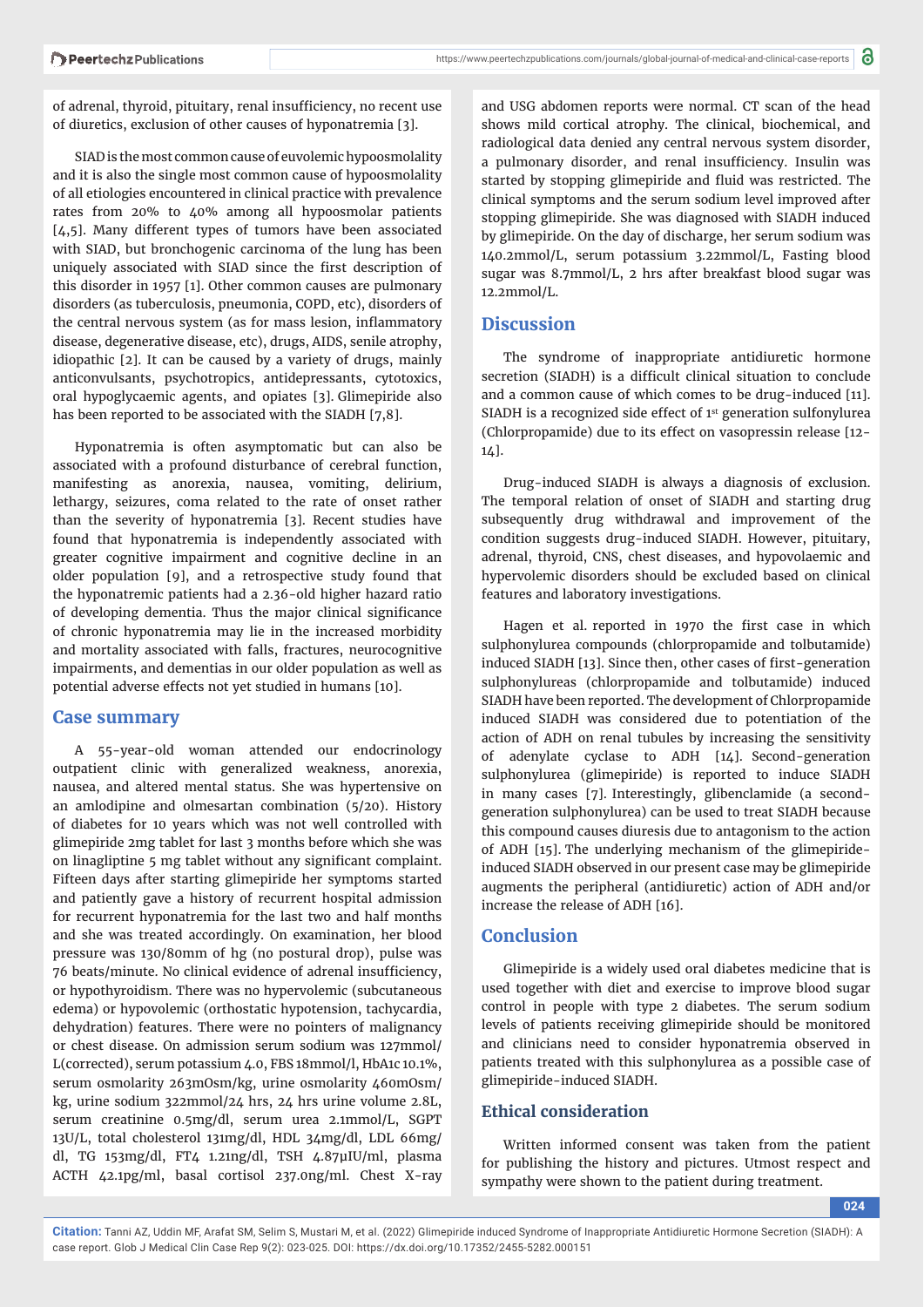of adrenal, thyroid, pituitary, renal insufficiency, no recent use of diuretics, exclusion of other causes of hyponatremia [3].

SIAD is the most common cause of euvolemic hypoosmolality and it is also the single most common cause of hypoosmolality of all etiologies encountered in clinical practice with prevalence rates from 20% to 40% among all hypoosmolar patients [4,5]. Many different types of tumors have been associated with SIAD, but bronchogenic carcinoma of the lung has been uniquely associated with SIAD since the first description of this disorder in 1957 [1]. Other common causes are pulmonary disorders (as tuberculosis, pneumonia, COPD, etc), disorders of the central nervous system (as for mass lesion, inflammatory disease, degenerative disease, etc), drugs, AIDS, senile atrophy, idiopathic [2]. It can be caused by a variety of drugs, mainly anticonvulsants, psychotropics, antidepressants, cytotoxics, oral hypoglycaemic agents, and opiates [3]. Glimepiride also has been reported to be associated with the SIADH [7,8].

Hyponatremia is often asymptomatic but can also be associated with a profound disturbance of cerebral function, manifesting as anorexia, nausea, vomiting, delirium, lethargy, seizures, coma related to the rate of onset rather than the severity of hyponatremia [3]. Recent studies have found that hyponatremia is independently associated with greater cognitive impairment and cognitive decline in an older population [9], and a retrospective study found that the hyponatremic patients had a 2.36-old higher hazard ratio of developing dementia. Thus the major clinical significance of chronic hyponatremia may lie in the increased morbidity and mortality associated with falls, fractures, neurocognitive impairments, and dementias in our older population as well as potential adverse effects not yet studied in humans [10].

## Case summary

A 55-year-old woman attended our endocrinology outpatient clinic with generalized weakness, anorexia, nausea, and altered mental status. She was hypertensive on an amlodipine and olmesartan combination (5/20). History of diabetes for 10 years which was not well controlled with glimepiride 2mg tablet for last 3 months before which she was on linagliptine 5 mg tablet without any significant complaint. Fifteen days after starting glimepiride her symptoms started and patiently gave a history of recurrent hospital admission for recurrent hyponatremia for the last two and half months and she was treated accordingly. On examination, her blood pressure was 130/80mm of hg (no postural drop), pulse was 76 beats/minute. No clinical evidence of adrenal insufficiency, or hypothyroidism. There was no hypervolemic (subcutaneous edema) or hypovolemic (orthostatic hypotension, tachycardia, dehydration) features. There were no pointers of malignancy or chest disease. On admission serum sodium was 127mmol/L(corrected), serum potassium 4.0, FBS 18mmol/l, HbA1c 10.1%, serum osmolarity 263mOsm/kg, urine osmolarity 460mOsm/kg, urine sodium 322mmol/24 hrs, 24 hrs urine volume 2.8L, serum creatinine 0.5mg/dl, serum urea 2.1mmol/L, SGPT 13U/L, total cholesterol 131mg/dl, HDL 34mg/dl, LDL 66mg/dl, TG 153mg/dl, FT4 1.21ng/dl, TSH 4.87µIU/ml, plasma ACTH 42.1pg/ml, basal cortisol 237.0ng/ml. Chest X-ray and USG abdomen reports were normal. CT scan of the head shows mild cortical atrophy. The clinical, biochemical, and radiological data denied any central nervous system disorder, a pulmonary disorder, and renal insufficiency. Insulin was started by stopping glimepiride and fluid was restricted. The clinical symptoms and the serum sodium level improved after stopping glimepiride. She was diagnosed with SIADH induced by glimepiride. On the day of discharge, her serum sodium was 140.2mmol/L, serum potassium 3.22mmol/L, Fasting blood sugar was 8.7mmol/L, 2 hrs after breakfast blood sugar was 12.2mmol/L.

## Discussion

The syndrome of inappropriate antidiuretic hormone secretion (SIADH) is a difficult clinical situation to conclude and a common cause of which comes to be drug-induced [11]. SIADH is a recognized side effect of 1st generation sulfonylurea (Chlorpropamide) due to its effect on vasopressin release [12-14].

Drug-induced SIADH is always a diagnosis of exclusion. The temporal relation of onset of SIADH and starting drug subsequently drug withdrawal and improvement of the condition suggests drug-induced SIADH. However, pituitary, adrenal, thyroid, CNS, chest diseases, and hypovolaemic and hypervolemic disorders should be excluded based on clinical features and laboratory investigations.

Hagen et al. reported in 1970 the first case in which sulphonylurea compounds (chlorpropamide and tolbutamide) induced SIADH [13]. Since then, other cases of first-generation sulphonylureas (chlorpropamide and tolbutamide) induced SIADH have been reported. The development of Chlorpropamide induced SIADH was considered due to potentiation of the action of ADH on renal tubules by increasing the sensitivity of adenylate cyclase to ADH [14]. Second-generation sulphonylurea (glimepiride) is reported to induce SIADH in many cases [7]. Interestingly, glibenclamide (a second-generation sulphonylurea) can be used to treat SIADH because this compound causes diuresis due to antagonism to the action of ADH [15]. The underlying mechanism of the glimepiride-induced SIADH observed in our present case may be glimepiride augments the peripheral (antidiuretic) action of ADH and/or increase the release of ADH [16].

## Conclusion

Glimepiride is a widely used oral diabetes medicine that is used together with diet and exercise to improve blood sugar control in people with type 2 diabetes. The serum sodium levels of patients receiving glimepiride should be monitored and clinicians need to consider hyponatremia observed in patients treated with this sulphonylurea as a possible case of glimepiride-induced SIADH.

## Ethical consideration

Written informed consent was taken from the patient for publishing the history and pictures. Utmost respect and sympathy were shown to the patient during treatment.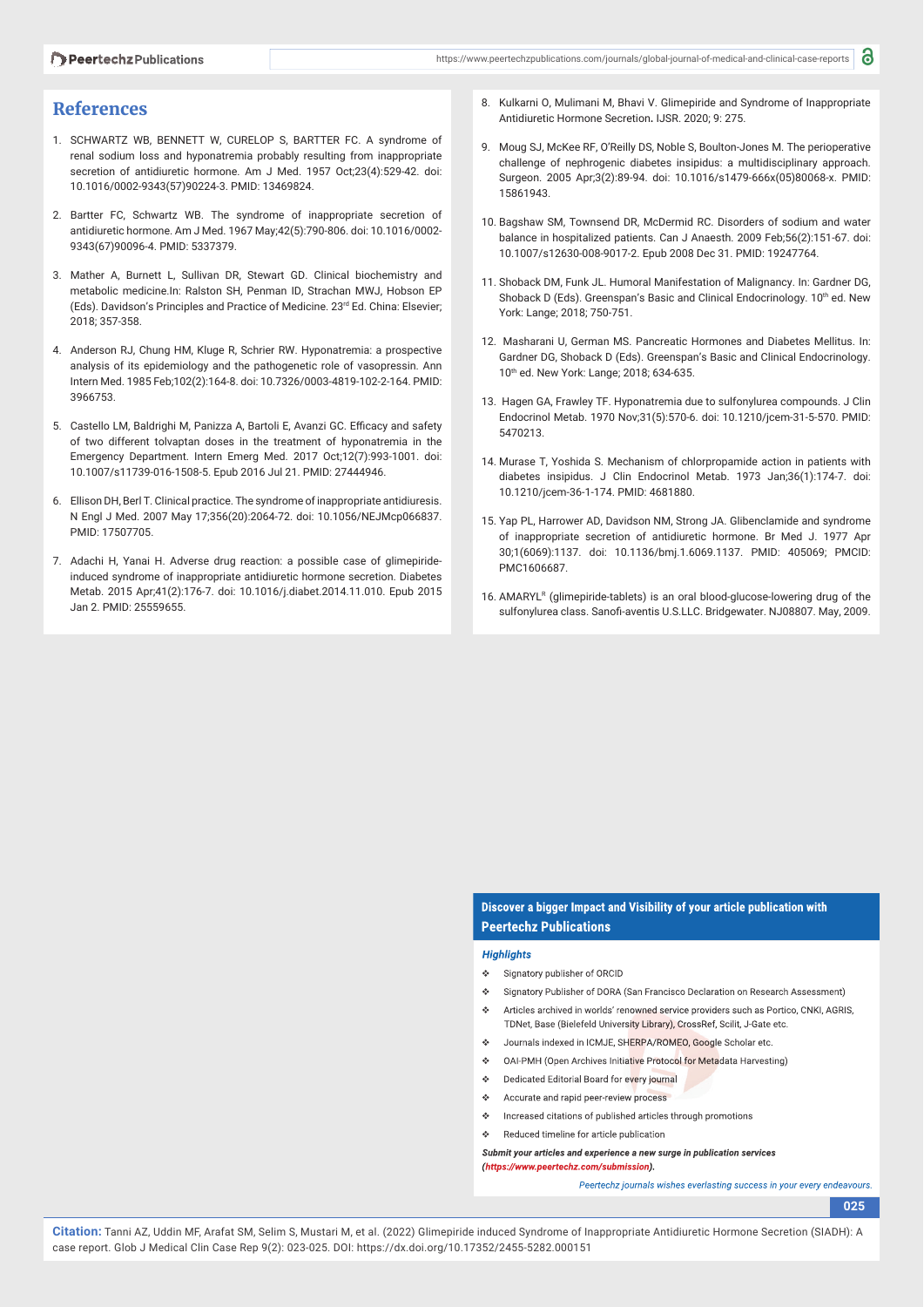## References

1. SCHWARTZ WB, BENNETT W, CURELOP S, BARTTER FC. A syndrome of renal sodium loss and hyponatremia probably resulting from inappropriate secretion of antidiuretic hormone. Am J Med. 1957 Oct;23(4):529-42. doi: 10.1016/0002-9343(57)90224-3. PMID: 13469824.

2. Bartter FC, Schwartz WB. The syndrome of inappropriate secretion of antidiuretic hormone. Am J Med. 1967 May;42(5):790-806. doi: 10.1016/0002-9343(67)90096-4. PMID: 5337379.

3. Mather A, Burnett L, Sullivan DR, Stewart GD. Clinical biochemistry and metabolic medicine.In: Ralston SH, Penman ID, Strachan MWJ, Hobson EP (Eds). Davidson's Principles and Practice of Medicine. 23rd Ed. China: Elsevier; 2018; 357-358.

4. Anderson RJ, Chung HM, Kluge R, Schrier RW. Hyponatremia: a prospective analysis of its epidemiology and the pathogenetic role of vasopressin. Ann Intern Med. 1985 Feb;102(2):164-8. doi: 10.7326/0003-4819-102-2-164. PMID: 3966753.

5. Castello LM, Baldrighi M, Panizza A, Bartoli E, Avanzi GC. Efficacy and safety of two different tolvaptan doses in the treatment of hyponatremia in the Emergency Department. Intern Emerg Med. 2017 Oct;12(7):993-1001. doi: 10.1007/s11739-016-1508-5. Epub 2016 Jul 21. PMID: 27444946.

6. Ellison DH, Berl T. Clinical practice. The syndrome of inappropriate antidiuresis. N Engl J Med. 2007 May 17;356(20):2064-72. doi: 10.1056/NEJMcp066837. PMID: 17507705.

7. Adachi H, Yanai H. Adverse drug reaction: a possible case of glimepiride-induced syndrome of inappropriate antidiuretic hormone secretion. Diabetes Metab. 2015 Apr;41(2):176-7. doi: 10.1016/j.diabet.2014.11.010. Epub 2015 Jan 2. PMID: 25559655.

8. Kulkarni O, Mulimani M, Bhavi V. Glimepiride and Syndrome of Inappropriate Antidiuretic Hormone Secretion. IJSR. 2020; 9: 275.

9. Moug SJ, McKee RF, O'Reilly DS, Noble S, Boulton-Jones M. The perioperative challenge of nephrogenic diabetes insipidus: a multidisciplinary approach. Surgeon. 2005 Apr;3(2):89-94. doi: 10.1016/s1479-666x(05)80068-x. PMID: 15861943.

10. Bagshaw SM, Townsend DR, McDermid RC. Disorders of sodium and water balance in hospitalized patients. Can J Anaesth. 2009 Feb;56(2):151-67. doi: 10.1007/s12630-008-9017-2. Epub 2008 Dec 31. PMID: 19247764.

11. Shoback DM, Funk JL. Humoral Manifestation of Malignancy. In: Gardner DG, Shoback D (Eds). Greenspan's Basic and Clinical Endocrinology. 10th ed. New York: Lange; 2018; 750-751.

12. Masharani U, German MS. Pancreatic Hormones and Diabetes Mellitus. In: Gardner DG, Shoback D (Eds). Greenspan's Basic and Clinical Endocrinology. 10th ed. New York: Lange; 2018; 634-635.

13. Hagen GA, Frawley TF. Hyponatremia due to sulfonylurea compounds. J Clin Endocrinol Metab. 1970 Nov;31(5):570-6. doi: 10.1210/jcem-31-5-570. PMID: 5470213.

14. Murase T, Yoshida S. Mechanism of chlorpropamide action in patients with diabetes insipidus. J Clin Endocrinol Metab. 1973 Jan;36(1):174-7. doi: 10.1210/jcem-36-1-174. PMID: 4681880.

15. Yap PL, Harrower AD, Davidson NM, Strong JA. Glibenclamide and syndrome of inappropriate secretion of antidiuretic hormone. Br Med J. 1977 Apr 30;1(6069):1137. doi: 10.1136/bmj.1.6069.1137. PMID: 405069; PMCID: PMC1606687.

16. AMARYL® (glimepiride-tablets) is an oral blood-glucose-lowering drug of the sulfonylurea class. Sanofi-aventis U.S.LLC. Bridgewater. NJ08807. May, 2009.

**Discover a bigger Impact and Visibility of your article publication with Peertechz Publications**

***Highlights***

- Signatory publisher of ORCID
- Signatory Publisher of DORA (San Francisco Declaration on Research Assessment)
- Articles archived in worlds' renowned service providers such as Portico, CNKI, AGRIS, TDNet, Base (Bielefeld University Library), CrossRef, Scilit, J-Gate etc.
- Journals indexed in ICMJE, SHERPA/ROMEO, Google Scholar etc.
- OAI-PMH (Open Archives Initiative Protocol for Metadata Harvesting)
- Dedicated Editorial Board for every journal
- Accurate and rapid peer-review process
- Increased citations of published articles through promotions
- Reduced timeline for article publication

***Submit your articles and experience a new surge in publication services (https://www.peertechz.com/submission).***

*Peertechz journals wishes everlasting success in your every endeavours.*

**Citation:** Tanni AZ, Uddin MF, Arafat SM, Selim S, Mustari M, et al. (2022) Glimepiride induced Syndrome of Inappropriate Antidiuretic Hormone Secretion (SIADH): A case report. Glob J Medical Clin Case Rep 9(2): 023-025. DOI: https://dx.doi.org/10.17352/2455-5282.000151